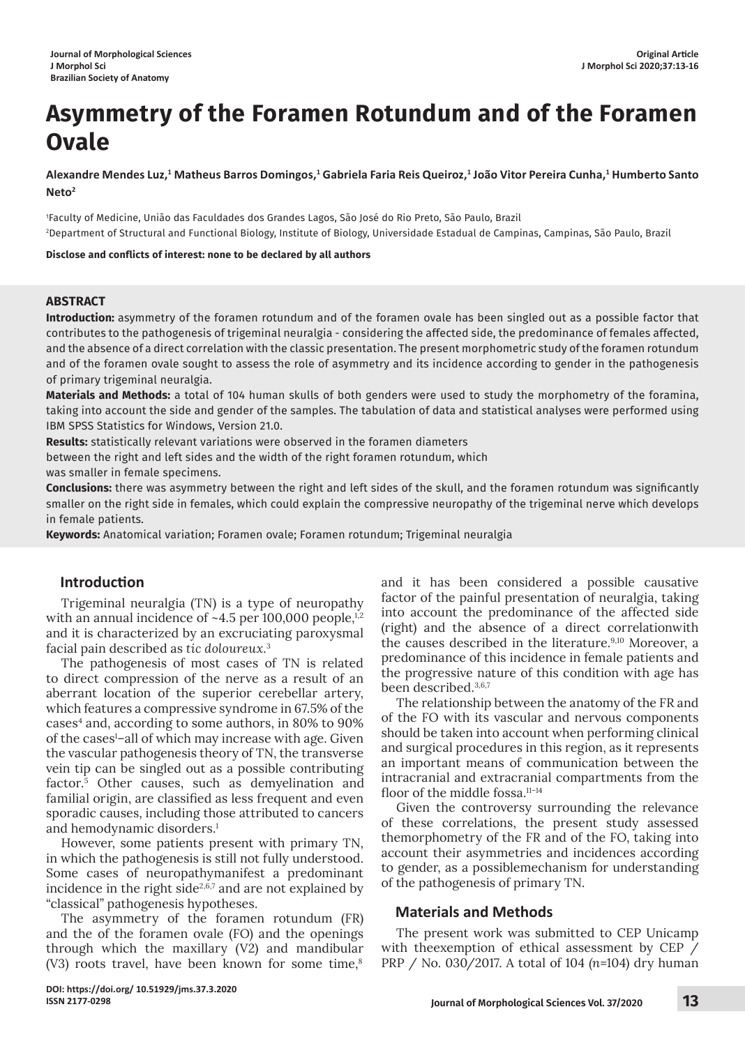# Asymmetry of the Foramen Rotundum and of the Foramen Ovale

**Alexandre Mendes Luz,[1] Matheus Barros Domingos,[1] Gabriela Faria Reis Queiroz,[1] João Vitor Pereira Cunha,[1] Humberto Santo Neto[2]**

[1]Faculty of Medicine, União das Faculdades dos Grandes Lagos, São José do Rio Preto, São Paulo, Brazil

[2]Department of Structural and Functional Biology, Institute of Biology, Universidade Estadual de Campinas, Campinas, São Paulo, Brazil

**Disclose and conflicts of interest: none to be declared by all authors**

**ABSTRACT**

**Introduction:** asymmetry of the foramen rotundum and of the foramen ovale has been singled out as a possible factor that contributes to the pathogenesis of trigeminal neuralgia - considering the affected side, the predominance of females affected, and the absence of a direct correlation with the classic presentation. The present morphometric study of the foramen rotundum and of the foramen ovale sought to assess the role of asymmetry and its incidence according to gender in the pathogenesis of primary trigeminal neuralgia.

**Materials and Methods:** a total of 104 human skulls of both genders were used to study the morphometry of the foramina, taking into account the side and gender of the samples. The tabulation of data and statistical analyses were performed using IBM SPSS Statistics for Windows, Version 21.0.

**Results:** statistically relevant variations were observed in the foramen diameters between the right and left sides and the width of the right foramen rotundum, which was smaller in female specimens.

**Conclusions:** there was asymmetry between the right and left sides of the skull, and the foramen rotundum was significantly smaller on the right side in females, which could explain the compressive neuropathy of the trigeminal nerve which develops in female patients.

**Keywords:** Anatomical variation; Foramen ovale; Foramen rotundum; Trigeminal neuralgia

## Introduction

Trigeminal neuralgia (TN) is a type of neuropathy with an annual incidence of ~4.5 per 100,000 people,[1,2] and it is characterized by an excruciating paroxysmal facial pain described as *tic doloureux*.[3]

The pathogenesis of most cases of TN is related to direct compression of the nerve as a result of an aberrant location of the superior cerebellar artery, which features a compressive syndrome in 67.5% of the cases[4] and, according to some authors, in 80% to 90% of the cases[1]–all of which may increase with age. Given the vascular pathogenesis theory of TN, the transverse vein tip can be singled out as a possible contributing factor.[5] Other causes, such as demyelination and familial origin, are classified as less frequent and even sporadic causes, including those attributed to cancers and hemodynamic disorders.[1]

However, some patients present with primary TN, in which the pathogenesis is still not fully understood. Some cases of neuropathymanifest a predominant incidence in the right side[2,6,7] and are not explained by "classical" pathogenesis hypotheses.

The asymmetry of the foramen rotundum (FR) and the of the foramen ovale (FO) and the openings through which the maxillary (V2) and mandibular (V3) roots travel, have been known for some time,[8] and it has been considered a possible causative factor of the painful presentation of neuralgia, taking into account the predominance of the affected side (right) and the absence of a direct correlationwith the causes described in the literature.[9,10] Moreover, a predominance of this incidence in female patients and the progressive nature of this condition with age has been described.[3,6,7]

The relationship between the anatomy of the FR and of the FO with its vascular and nervous components should be taken into account when performing clinical and surgical procedures in this region, as it represents an important means of communication between the intracranial and extracranial compartments from the floor of the middle fossa.[11–14]

Given the controversy surrounding the relevance of these correlations, the present study assessed themorphometry of the FR and of the FO, taking into account their asymmetries and incidences according to gender, as a possiblemechanism for understanding of the pathogenesis of primary TN.

## Materials and Methods

The present work was submitted to CEP Unicamp with theexemption of ethical assessment by CEP / PRP / No. 030/2017. A total of 104 (*n*=104) dry human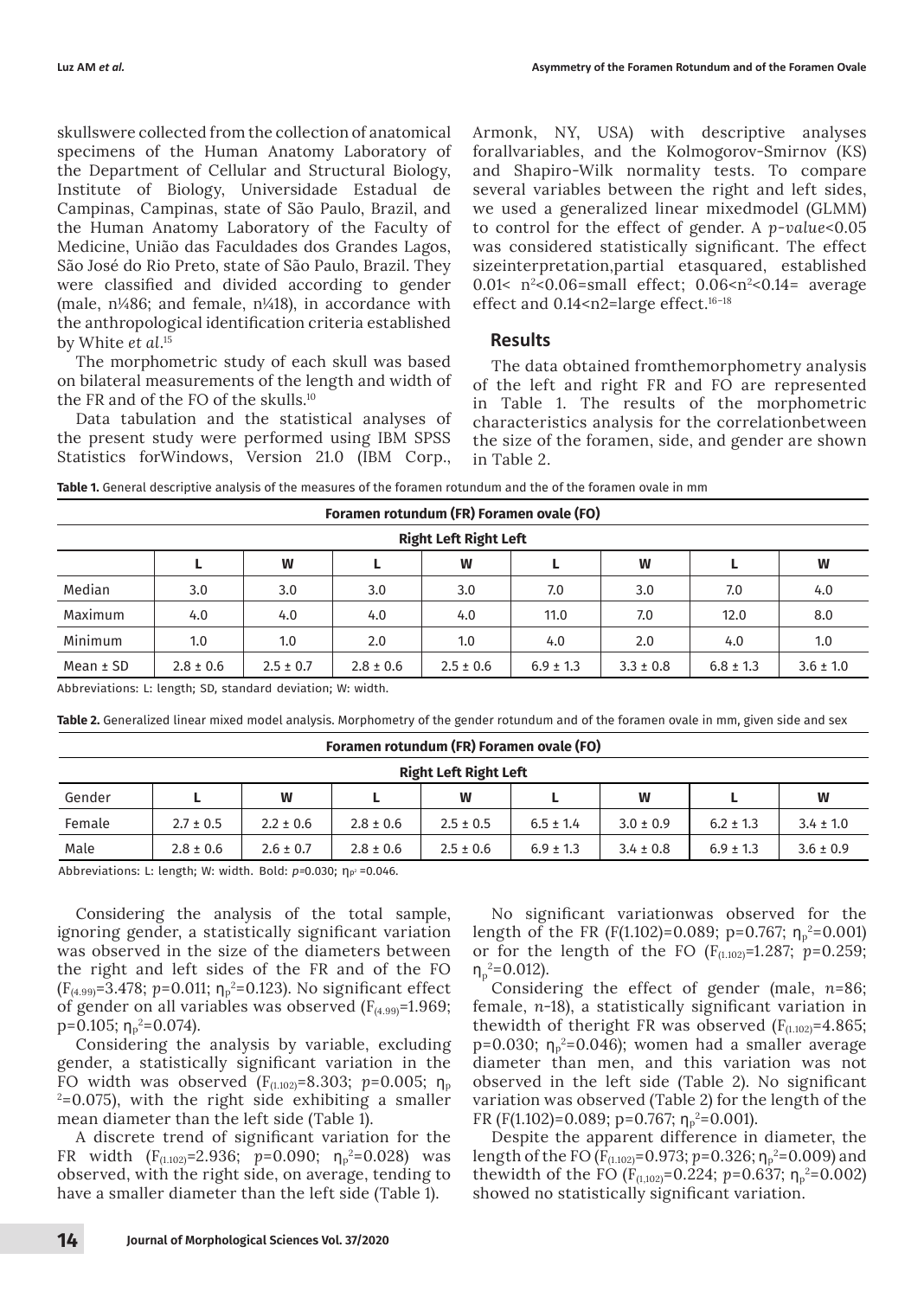skullswere collected from the collection of anatomical specimens of the Human Anatomy Laboratory of the Department of Cellular and Structural Biology, Institute of Biology, Universidade Estadual de Campinas, Campinas, state of São Paulo, Brazil, and the Human Anatomy Laboratory of the Faculty of Medicine, União das Faculdades dos Grandes Lagos, São José do Rio Preto, state of São Paulo, Brazil. They were classified and divided according to gender (male, n¼86; and female, n¼18), in accordance with the anthropological identification criteria established by White *et al.*[15]

The morphometric study of each skull was based on bilateral measurements of the length and width of the FR and of the FO of the skulls.[10]

Data tabulation and the statistical analyses of the present study were performed using IBM SPSS Statistics forWindows, Version 21.0 (IBM Corp., Armonk, NY, USA) with descriptive analyses forallvariables, and the Kolmogorov-Smirnov (KS) and Shapiro-Wilk normality tests. To compare several variables between the right and left sides, we used a generalized linear mixedmodel (GLMM) to control for the effect of gender. A *p-value*<0.05 was considered statistically significant. The effect sizeinterpretation,partial etasquared, established $0.01< n^2<0.06$=small effect; $0.06<n^2<0.14$= average effect and $0.14<n2$=large effect.[16–18]

## Results

The data obtained fromthemorphometry analysis of the left and right FR and FO are represented in Table 1. The results of the morphometric characteristics analysis for the correlationbetween the size of the foramen, side, and gender are shown in Table 2.

**Table 1.** General descriptive analysis of the measures of the foramen rotundum and the of the foramen ovale in mm

| | Foramen rotundum (FR) Foramen ovale (FO) | | | | | | | |
|---|---|---|---|---|---|---|---|---|
| | Right Left Right Left | | | | | | | |
| | L | W | L | W | L | W | L | W |
| Median | 3.0 | 3.0 | 3.0 | 3.0 | 7.0 | 3.0 | 7.0 | 4.0 |
| Maximum | 4.0 | 4.0 | 4.0 | 4.0 | 11.0 | 7.0 | 12.0 | 8.0 |
| Minimum | 1.0 | 1.0 | 2.0 | 1.0 | 4.0 | 2.0 | 4.0 | 1.0 |
| Mean ± SD | 2.8 ± 0.6 | 2.5 ± 0.7 | 2.8 ± 0.6 | 2.5 ± 0.6 | 6.9 ± 1.3 | 3.3 ± 0.8 | 6.8 ± 1.3 | 3.6 ± 1.0 |

Abbreviations: L: length; SD, standard deviation; W: width.

**Table 2.** Generalized linear mixed model analysis. Morphometry of the gender rotundum and of the foramen ovale in mm, given side and sex

| | Foramen rotundum (FR) Foramen ovale (FO) | | | | | | | |
|---|---|---|---|---|---|---|---|---|
| | Right Left Right Left | | | | | | | |
| Gender | L | W | L | W | L | W | L | W |
| Female | 2.7 ± 0.5 | 2.2 ± 0.6 | 2.8 ± 0.6 | 2.5 ± 0.5 | 6.5 ± 1.4 | 3.0 ± 0.9 | 6.2 ± 1.3 | 3.4 ± 1.0 |
| Male | 2.8 ± 0.6 | 2.6 ± 0.7 | 2.8 ± 0.6 | 2.5 ± 0.6 | 6.9 ± 1.3 | 3.4 ± 0.8 | 6.9 ± 1.3 | 3.6 ± 0.9 |

Abbreviations: L: length; W: width. Bold: $p$=0.030; $\eta_p^2$=0.046.

Considering the analysis of the total sample, ignoring gender, a statistically significant variation was observed in the size of the diameters between the right and left sides of the FR and of the FO ($F_{(4.99)}$=3.478; $p$=0.011; $\eta_p^2$=0.123). No significant effect of gender on all variables was observed ($F_{(4.99)}$=1.969; p=0.105; $\eta_p^2$=0.074).

Considering the analysis by variable, excluding gender, a statistically significant variation in the FO width was observed ($F_{(1.102)}$=8.303; $p$=0.005; $\eta_p^2$=0.075), with the right side exhibiting a smaller mean diameter than the left side (Table 1).

A discrete trend of significant variation for the FR width ($F_{(1.102)}$=2.936; $p$=0.090; $\eta_p^2$=0.028) was observed, with the right side, on average, tending to have a smaller diameter than the left side (Table 1).

No significant variationwas observed for the length of the FR (F(1.102)=0.089; p=0.767; $\eta_p^2$=0.001) or for the length of the FO ($F_{(1.102)}$=1.287; $p$=0.259; $\eta_p^2$=0.012).

Considering the effect of gender (male, $n$=86; female, $n$=18), a statistically significant variation in thewidth of theright FR was observed ($F_{(1.102)}$=4.865; p=0.030; $\eta_p^2$=0.046); women had a smaller average diameter than men, and this variation was not observed in the left side (Table 2). No significant variation was observed (Table 2) for the length of the FR (F(1.102)=0.089; p=0.767; $\eta_p^2$=0.001).

Despite the apparent difference in diameter, the length of the FO ($F_{(1.102)}$=0.973; $p$=0.326; $\eta_p^2$=0.009) and thewidth of the FO ($F_{(1,102)}$=0.224; $p$=0.637; $\eta_p^2$=0.002) showed no statistically significant variation.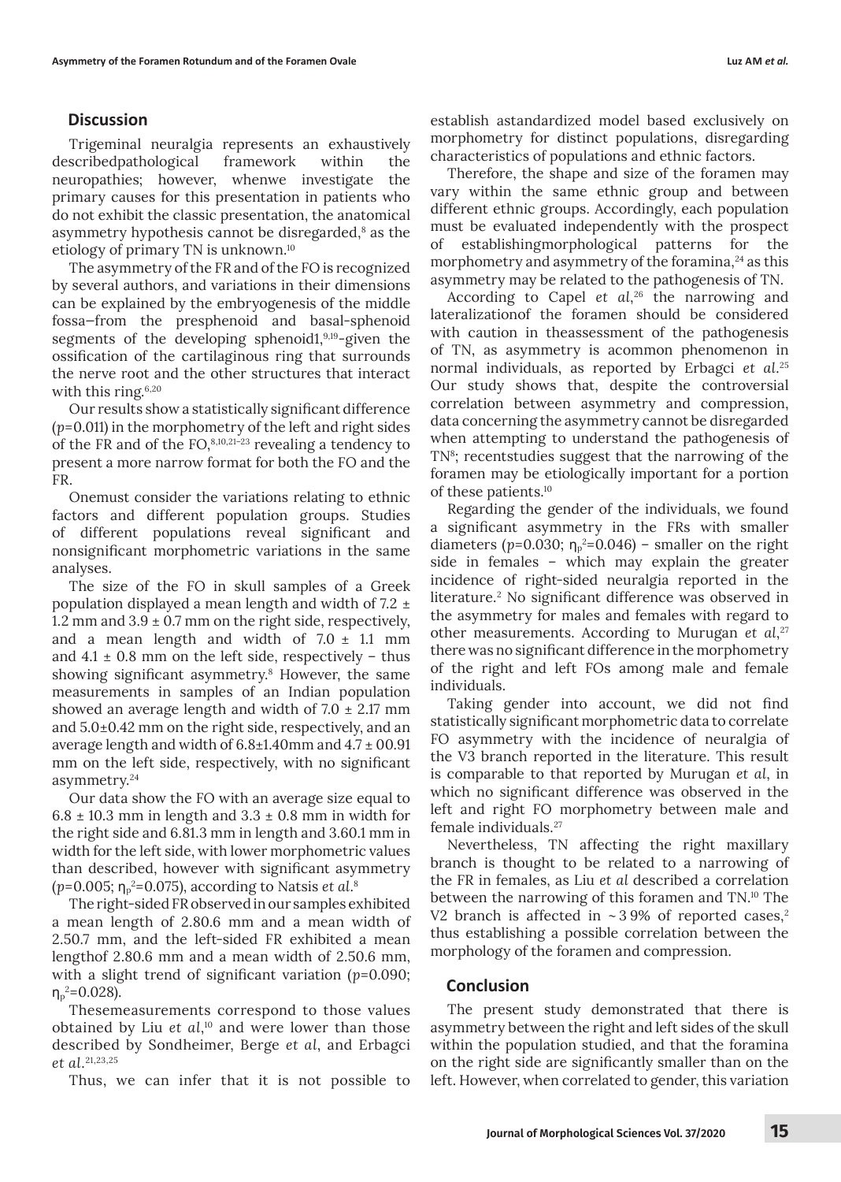## Discussion

Trigeminal neuralgia represents an exhaustively describedpathological framework within the neuropathies; however, whenwe investigate the primary causes for this presentation in patients who do not exhibit the classic presentation, the anatomical asymmetry hypothesis cannot be disregarded,[8] as the etiology of primary TN is unknown.[10]

The asymmetry of the FR and of the FO is recognized by several authors, and variations in their dimensions can be explained by the embryogenesis of the middle fossa—from the presphenoid and basal-sphenoid segments of the developing sphenoid1,[9,19]-given the ossification of the cartilaginous ring that surrounds the nerve root and the other structures that interact with this ring.[6,20]

Our results show a statistically significant difference (*p*=0.011) in the morphometry of the left and right sides of the FR and of the FO,[8,10,21–23] revealing a tendency to present a more narrow format for both the FO and the FR.

Onemust consider the variations relating to ethnic factors and different population groups. Studies of different populations reveal significant and nonsignificant morphometric variations in the same analyses.

The size of the FO in skull samples of a Greek population displayed a mean length and width of 7.2 ± 1.2 mm and 3.9 ± 0.7 mm on the right side, respectively, and a mean length and width of 7.0 ± 1.1 mm and 4.1 ± 0.8 mm on the left side, respectively – thus showing significant asymmetry.[8] However, the same measurements in samples of an Indian population showed an average length and width of 7.0 ± 2.17 mm and 5.0±0.42 mm on the right side, respectively, and an average length and width of 6.8±1.40mm and 4.7 ± 00.91 mm on the left side, respectively, with no significant asymmetry.[24]

Our data show the FO with an average size equal to 6.8 ± 10.3 mm in length and 3.3 ± 0.8 mm in width for the right side and 6.81.3 mm in length and 3.60.1 mm in width for the left side, with lower morphometric values than described, however with significant asymmetry (*p*=0.005; $\eta_p^2$=0.075), according to Natsis *et al*.[8]

The right-sided FR observed in our samples exhibited a mean length of 2.80.6 mm and a mean width of 2.50.7 mm, and the left-sided FR exhibited a mean lengthof 2.80.6 mm and a mean width of 2.50.6 mm, with a slight trend of significant variation (*p*=0.090; $\eta_p^2$=0.028).

Thesemeasurements correspond to those values obtained by Liu *et al*,[10] and were lower than those described by Sondheimer, Berge *et al*, and Erbagci *et al*.[21,23,25]

Thus, we can infer that it is not possible to establish astandardized model based exclusively on morphometry for distinct populations, disregarding characteristics of populations and ethnic factors.

Therefore, the shape and size of the foramen may vary within the same ethnic group and between different ethnic groups. Accordingly, each population must be evaluated independently with the prospect of establishingmorphological patterns for the morphometry and asymmetry of the foramina,[24] as this asymmetry may be related to the pathogenesis of TN.

According to Capel *et al*,[26] the narrowing and lateralizationof the foramen should be considered with caution in theassessment of the pathogenesis of TN, as asymmetry is acommon phenomenon in normal individuals, as reported by Erbagci *et al*.[25] Our study shows that, despite the controversial correlation between asymmetry and compression, data concerning the asymmetry cannot be disregarded when attempting to understand the pathogenesis of TN[8]; recentstudies suggest that the narrowing of the foramen may be etiologically important for a portion of these patients.[10]

Regarding the gender of the individuals, we found a significant asymmetry in the FRs with smaller diameters (*p*=0.030; $\eta_p^2$=0.046) – smaller on the right side in females – which may explain the greater incidence of right-sided neuralgia reported in the literature.[2] No significant difference was observed in the asymmetry for males and females with regard to other measurements. According to Murugan *et al*,[27] there was no significant difference in the morphometry of the right and left FOs among male and female individuals.

Taking gender into account, we did not find statistically significant morphometric data to correlate FO asymmetry with the incidence of neuralgia of the V3 branch reported in the literature. This result is comparable to that reported by Murugan *et al*, in which no significant difference was observed in the left and right FO morphometry between male and female individuals.[27]

Nevertheless, TN affecting the right maxillary branch is thought to be related to a narrowing of the FR in females, as Liu *et al* described a correlation between the narrowing of this foramen and TN.[10] The V2 branch is affected in ~3 9% of reported cases,[2] thus establishing a possible correlation between the morphology of the foramen and compression.

## Conclusion

The present study demonstrated that there is asymmetry between the right and left sides of the skull within the population studied, and that the foramina on the right side are significantly smaller than on the left. However, when correlated to gender, this variation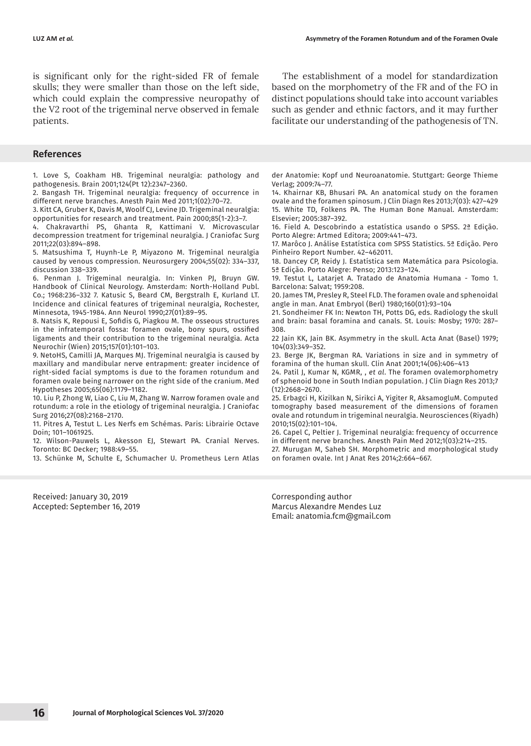is significant only for the right-sided FR of female skulls; they were smaller than those on the left side, which could explain the compressive neuropathy of the V2 root of the trigeminal nerve observed in female patients.

The establishment of a model for standardization based on the morphometry of the FR and of the FO in distinct populations should take into account variables such as gender and ethnic factors, and it may further facilitate our understanding of the pathogenesis of TN.

## References

1. Love S, Coakham HB. Trigeminal neuralgia: pathology and pathogenesis. Brain 2001;124(Pt 12):2347–2360.
2. Bangash TH. Trigeminal neuralgia: frequency of occurrence in different nerve branches. Anesth Pain Med 2011;1(02):70–72.
3. Kitt CA, Gruber K, Davis M, Woolf CJ, Levine JD. Trigeminal neuralgia: opportunities for research and treatment. Pain 2000;85(1-2):3–7.
4. Chakravarthi PS, Ghanta R, Kattimani V. Microvascular decompression treatment for trigeminal neuralgia. J Craniofac Surg 2011;22(03):894–898.
5. Matsushima T, Huynh-Le P, Miyazono M. Trigeminal neuralgia caused by venous compression. Neurosurgery 2004;55(02): 334–337, discussion 338–339.
6. Penman J. Trigeminal neuralgia. In: Vinken PJ, Bruyn GW. Handbook of Clinical Neurology. Amsterdam: North-Holland Publ. Co.; 1968:236–332 7. Katusic S, Beard CM, Bergstralh E, Kurland LT. Incidence and clinical features of trigeminal neuralgia, Rochester, Minnesota, 1945-1984. Ann Neurol 1990;27(01):89–95.
8. Natsis K, Repousi E, Sofidis G, Piagkou M. The osseous structures in the infratemporal fossa: foramen ovale, bony spurs, ossified ligaments and their contribution to the trigeminal neuralgia. Acta Neurochir (Wien) 2015;157(01):101–103.
9. NetoHS, Camilli JA, Marques MJ. Trigeminal neuralgia is caused by maxillary and mandibular nerve entrapment: greater incidence of right-sided facial symptoms is due to the foramen rotundum and foramen ovale being narrower on the right side of the cranium. Med Hypotheses 2005;65(06):1179–1182.
10. Liu P, Zhong W, Liao C, Liu M, Zhang W. Narrow foramen ovale and rotundum: a role in the etiology of trigeminal neuralgia. J Craniofac Surg 2016;27(08):2168–2170.
11. Pitres A, Testut L. Les Nerfs em Schémas. Paris: Librairie Octave Doin; 101–1061925.
12. Wilson-Pauwels L, Akesson EJ, Stewart PA. Cranial Nerves. Toronto: BC Decker; 1988:49–55.
13. Schünke M, Schulte E, Schumacher U. Prometheus Lern Atlas der Anatomie: Kopf und Neuroanatomie. Stuttgart: George Thieme Verlag; 2009:74–77.
14. Khairnar KB, Bhusari PA. An anatomical study on the foramen ovale and the foramen spinosum. J Clin Diagn Res 2013;7(03): 427–429
15. White TD, Folkens PA. The Human Bone Manual. Amsterdam: Elsevier; 2005:387–392.
16. Field A. Descobrindo a estatística usando o SPSS. 2ª Edição. Porto Alegre: Artmed Editora; 2009:441–473.
17. Marôco J. Análise Estatística com SPSS Statistics. 5ª Edição. Pero Pinheiro Report Number. 42–462011.
18. Dancey CP, Reidy J. Estatística sem Matemática para Psicologia. 5ª Edição. Porto Alegre: Penso; 2013:123–124.
19. Testut L, Latarjet A. Tratado de Anatomia Humana - Tomo 1. Barcelona: Salvat; 1959:208.
20. James TM, Presley R, Steel FLD. The foramen ovale and sphenoidal angle in man. Anat Embryol (Berl) 1980;160(01):93–104
21. Sondheimer FK In: Newton TH, Potts DG, eds. Radiology the skull and brain: basal foramina and canals. St. Louis: Mosby; 1970: 287–308.
22 Jain KK, Jain BK. Asymmetry in the skull. Acta Anat (Basel) 1979; 104(03):349–352.
23. Berge JK, Bergman RA. Variations in size and in symmetry of foramina of the human skull. Clin Anat 2001;14(06):406–413
24. Patil J, Kumar N, KGMR, , *et al*. The foramen ovalemorphometry of sphenoid bone in South Indian population. J Clin Diagn Res 2013;7 (12):2668–2670.
25. Erbagci H, Kizilkan N, Sirikci A, Yigiter R, AksamogluM. Computed tomography based measurement of the dimensions of foramen ovale and rotundum in trigeminal neuralgia. Neurosciences (Riyadh) 2010;15(02):101–104.
26. Capel C, Peltier J. Trigeminal neuralgia: frequency of occurrence in different nerve branches. Anesth Pain Med 2012;1(03):214–215.
27. Murugan M, Saheb SH. Morphometric and morphological study on foramen ovale. Int J Anat Res 2014;2:664–667.

Received: January 30, 2019
Accepted: September 16, 2019

Corresponding author
Marcus Alexandre Mendes Luz
Email: anatomia.fcm@gmail.com